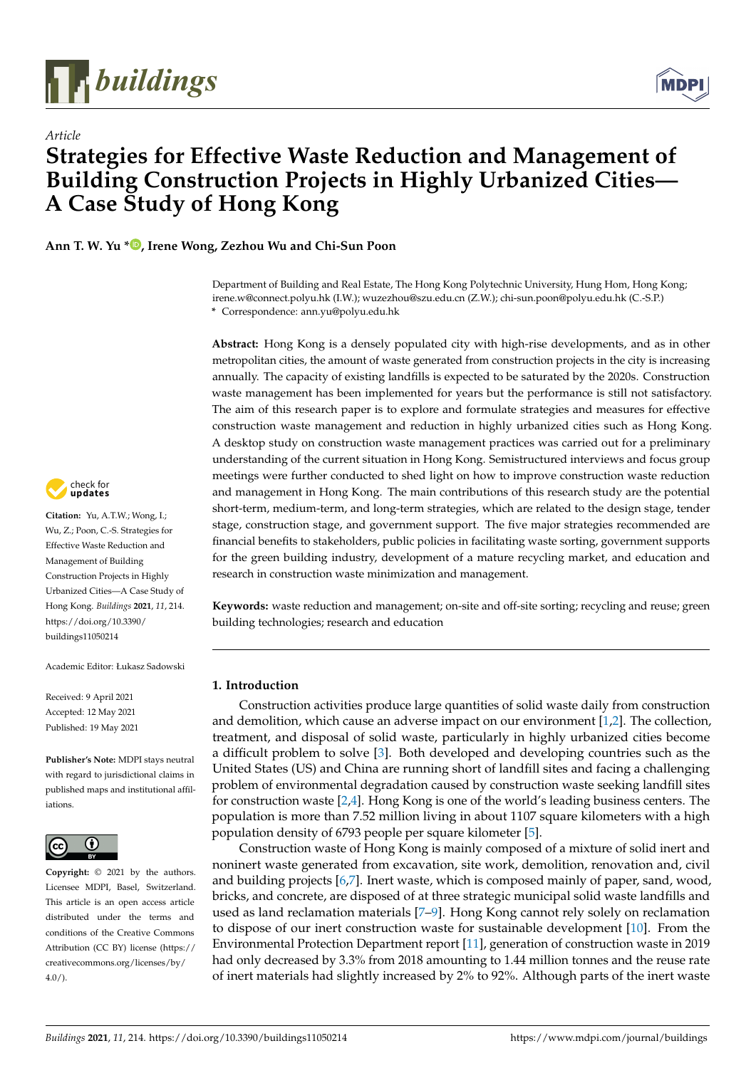Article

# Strategies for Effective Waste Reduction and Management of Building Construction Projects in Highly Urbanized Cities—A Case Study of Hong Kong

**Ann T. W. Yu *, Irene Wong, Zezhou Wu and Chi-Sun Poon**

Department of Building and Real Estate, The Hong Kong Polytechnic University, Hung Hom, Hong Kong; irene.w@connect.polyu.hk (I.W.); wuzezhou@szu.edu.cn (Z.W.); chi-sun.poon@polyu.edu.hk (C.-S.P.)
\* Correspondence: ann.yu@polyu.edu.hk

**Abstract:** Hong Kong is a densely populated city with high-rise developments, and as in other metropolitan cities, the amount of waste generated from construction projects in the city is increasing annually. The capacity of existing landfills is expected to be saturated by the 2020s. Construction waste management has been implemented for years but the performance is still not satisfactory. The aim of this research paper is to explore and formulate strategies and measures for effective construction waste management and reduction in highly urbanized cities such as Hong Kong. A desktop study on construction waste management practices was carried out for a preliminary understanding of the current situation in Hong Kong. Semistructured interviews and focus group meetings were further conducted to shed light on how to improve construction waste reduction and management in Hong Kong. The main contributions of this research study are the potential short-term, medium-term, and long-term strategies, which are related to the design stage, tender stage, construction stage, and government support. The five major strategies recommended are financial benefits to stakeholders, public policies in facilitating waste sorting, government supports for the green building industry, development of a mature recycling market, and education and research in construction waste minimization and management.

**Keywords:** waste reduction and management; on-site and off-site sorting; recycling and reuse; green building technologies; research and education

**Citation:** Yu, A.T.W.; Wong, I.; Wu, Z.; Poon, C.-S. Strategies for Effective Waste Reduction and Management of Building Construction Projects in Highly Urbanized Cities—A Case Study of Hong Kong. *Buildings* **2021**, *11*, 214. https://doi.org/10.3390/buildings11050214

Academic Editor: Łukasz Sadowski

Received: 9 April 2021
Accepted: 12 May 2021
Published: 19 May 2021

**Publisher's Note:** MDPI stays neutral with regard to jurisdictional claims in published maps and institutional affiliations.

**Copyright:** © 2021 by the authors. Licensee MDPI, Basel, Switzerland. This article is an open access article distributed under the terms and conditions of the Creative Commons Attribution (CC BY) license (https://creativecommons.org/licenses/by/4.0/).

## 1. Introduction

Construction activities produce large quantities of solid waste daily from construction and demolition, which cause an adverse impact on our environment [1,2]. The collection, treatment, and disposal of solid waste, particularly in highly urbanized cities become a difficult problem to solve [3]. Both developed and developing countries such as the United States (US) and China are running short of landfill sites and facing a challenging problem of environmental degradation caused by construction waste seeking landfill sites for construction waste [2,4]. Hong Kong is one of the world's leading business centers. The population is more than 7.52 million living in about 1107 square kilometers with a high population density of 6793 people per square kilometer [5].

Construction waste of Hong Kong is mainly composed of a mixture of solid inert and noninert waste generated from excavation, site work, demolition, renovation and, civil and building projects [6,7]. Inert waste, which is composed mainly of paper, sand, wood, bricks, and concrete, are disposed of at three strategic municipal solid waste landfills and used as land reclamation materials [7–9]. Hong Kong cannot rely solely on reclamation to dispose of our inert construction waste for sustainable development [10]. From the Environmental Protection Department report [11], generation of construction waste in 2019 had only decreased by 3.3% from 2018 amounting to 1.44 million tonnes and the reuse rate of inert materials had slightly increased by 2% to 92%. Although parts of the inert waste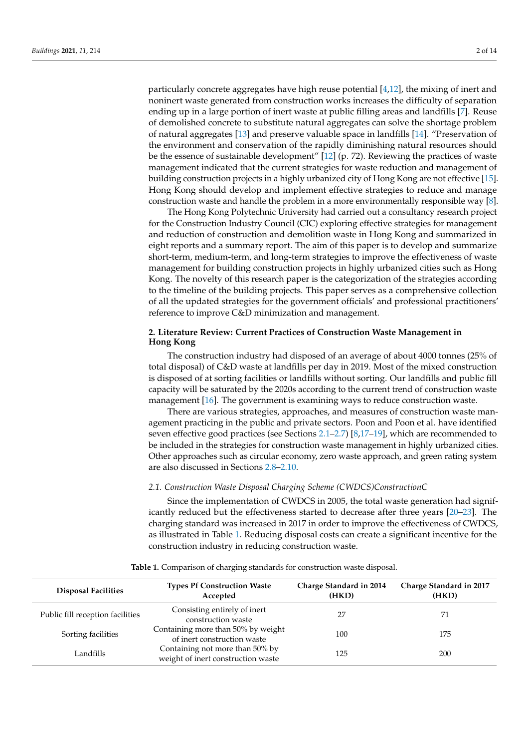particularly concrete aggregates have high reuse potential [4,12], the mixing of inert and noninert waste generated from construction works increases the difficulty of separation ending up in a large portion of inert waste at public filling areas and landfills [7]. Reuse of demolished concrete to substitute natural aggregates can solve the shortage problem of natural aggregates [13] and preserve valuable space in landfills [14]. "Preservation of the environment and conservation of the rapidly diminishing natural resources should be the essence of sustainable development" [12] (p. 72). Reviewing the practices of waste management indicated that the current strategies for waste reduction and management of building construction projects in a highly urbanized city of Hong Kong are not effective [15]. Hong Kong should develop and implement effective strategies to reduce and manage construction waste and handle the problem in a more environmentally responsible way [8].

The Hong Kong Polytechnic University had carried out a consultancy research project for the Construction Industry Council (CIC) exploring effective strategies for management and reduction of construction and demolition waste in Hong Kong and summarized in eight reports and a summary report. The aim of this paper is to develop and summarize short-term, medium-term, and long-term strategies to improve the effectiveness of waste management for building construction projects in highly urbanized cities such as Hong Kong. The novelty of this research paper is the categorization of the strategies according to the timeline of the building projects. This paper serves as a comprehensive collection of all the updated strategies for the government officials' and professional practitioners' reference to improve C&D minimization and management.

## 2. Literature Review: Current Practices of Construction Waste Management in Hong Kong

The construction industry had disposed of an average of about 4000 tonnes (25% of total disposal) of C&D waste at landfills per day in 2019. Most of the mixed construction is disposed of at sorting facilities or landfills without sorting. Our landfills and public fill capacity will be saturated by the 2020s according to the current trend of construction waste management [16]. The government is examining ways to reduce construction waste.

There are various strategies, approaches, and measures of construction waste management practicing in the public and private sectors. Poon and Poon et al. have identified seven effective good practices (see Sections 2.1–2.7) [8,17–19], which are recommended to be included in the strategies for construction waste management in highly urbanized cities. Other approaches such as circular economy, zero waste approach, and green rating system are also discussed in Sections 2.8–2.10.

### *2.1. Construction Waste Disposal Charging Scheme (CWDCS)ConstructionC*

Since the implementation of CWDCS in 2005, the total waste generation had significantly reduced but the effectiveness started to decrease after three years [20–23]. The charging standard was increased in 2017 in order to improve the effectiveness of CWDCS, as illustrated in Table 1. Reducing disposal costs can create a significant incentive for the construction industry in reducing construction waste.

**Table 1.** Comparison of charging standards for construction waste disposal.

| Disposal Facilities | Types Pf Construction Waste Accepted | Charge Standard in 2014 (HKD) | Charge Standard in 2017 (HKD) |
|---|---|---|---|
| Public fill reception facilities | Consisting entirely of inert construction waste | 27 | 71 |
| Sorting facilities | Containing more than 50% by weight of inert construction waste | 100 | 175 |
| Landfills | Containing not more than 50% by weight of inert construction waste | 125 | 200 |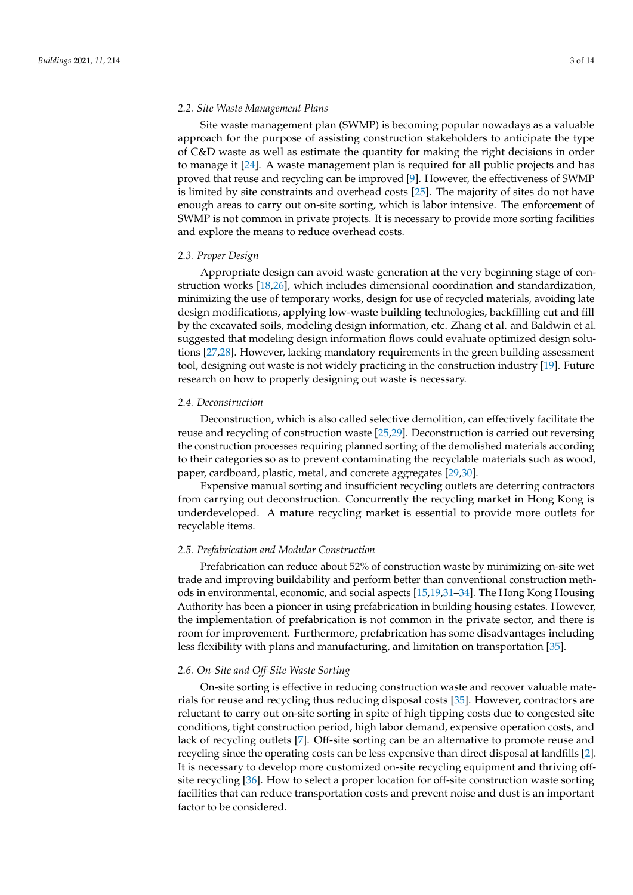### 2.2. Site Waste Management Plans

Site waste management plan (SWMP) is becoming popular nowadays as a valuable approach for the purpose of assisting construction stakeholders to anticipate the type of C&D waste as well as estimate the quantity for making the right decisions in order to manage it [24]. A waste management plan is required for all public projects and has proved that reuse and recycling can be improved [9]. However, the effectiveness of SWMP is limited by site constraints and overhead costs [25]. The majority of sites do not have enough areas to carry out on-site sorting, which is labor intensive. The enforcement of SWMP is not common in private projects. It is necessary to provide more sorting facilities and explore the means to reduce overhead costs.

### 2.3. Proper Design

Appropriate design can avoid waste generation at the very beginning stage of construction works [18,26], which includes dimensional coordination and standardization, minimizing the use of temporary works, design for use of recycled materials, avoiding late design modifications, applying low-waste building technologies, backfilling cut and fill by the excavated soils, modeling design information, etc. Zhang et al. and Baldwin et al. suggested that modeling design information flows could evaluate optimized design solutions [27,28]. However, lacking mandatory requirements in the green building assessment tool, designing out waste is not widely practicing in the construction industry [19]. Future research on how to properly designing out waste is necessary.

### 2.4. Deconstruction

Deconstruction, which is also called selective demolition, can effectively facilitate the reuse and recycling of construction waste [25,29]. Deconstruction is carried out reversing the construction processes requiring planned sorting of the demolished materials according to their categories so as to prevent contaminating the recyclable materials such as wood, paper, cardboard, plastic, metal, and concrete aggregates [29,30].

Expensive manual sorting and insufficient recycling outlets are deterring contractors from carrying out deconstruction. Concurrently the recycling market in Hong Kong is underdeveloped. A mature recycling market is essential to provide more outlets for recyclable items.

### 2.5. Prefabrication and Modular Construction

Prefabrication can reduce about 52% of construction waste by minimizing on-site wet trade and improving buildability and perform better than conventional construction methods in environmental, economic, and social aspects [15,19,31–34]. The Hong Kong Housing Authority has been a pioneer in using prefabrication in building housing estates. However, the implementation of prefabrication is not common in the private sector, and there is room for improvement. Furthermore, prefabrication has some disadvantages including less flexibility with plans and manufacturing, and limitation on transportation [35].

### 2.6. On-Site and Off-Site Waste Sorting

On-site sorting is effective in reducing construction waste and recover valuable materials for reuse and recycling thus reducing disposal costs [35]. However, contractors are reluctant to carry out on-site sorting in spite of high tipping costs due to congested site conditions, tight construction period, high labor demand, expensive operation costs, and lack of recycling outlets [7]. Off-site sorting can be an alternative to promote reuse and recycling since the operating costs can be less expensive than direct disposal at landfills [2]. It is necessary to develop more customized on-site recycling equipment and thriving off-site recycling [36]. How to select a proper location for off-site construction waste sorting facilities that can reduce transportation costs and prevent noise and dust is an important factor to be considered.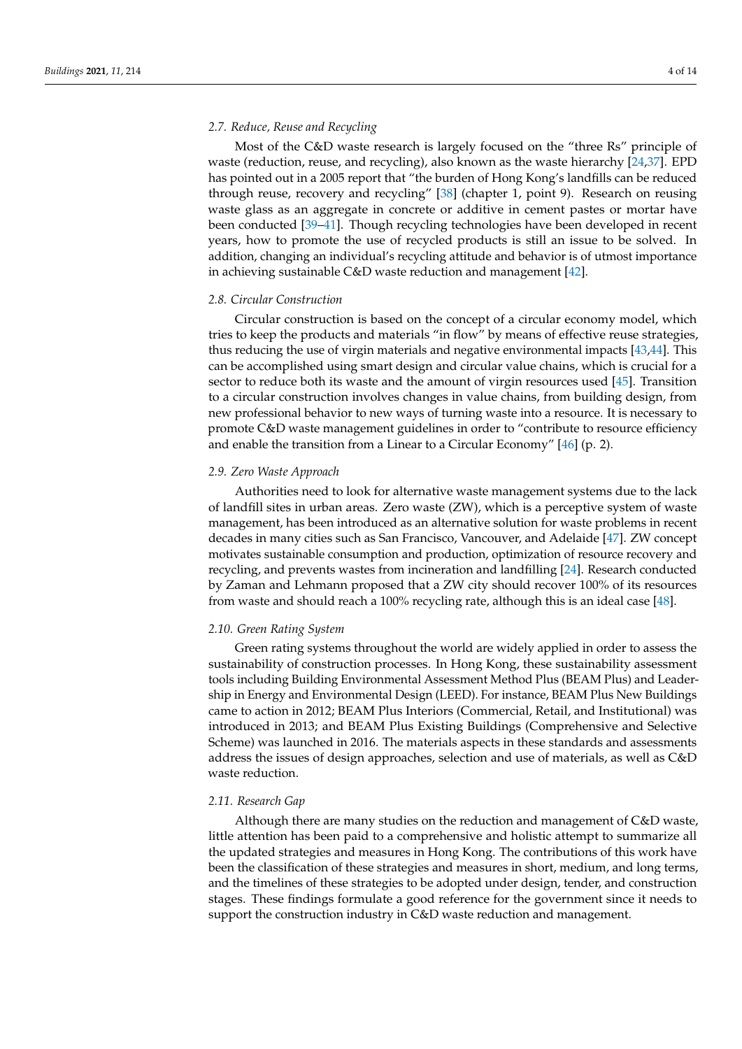### 2.7. Reduce, Reuse and Recycling

Most of the C&D waste research is largely focused on the "three Rs" principle of waste (reduction, reuse, and recycling), also known as the waste hierarchy [24,37]. EPD has pointed out in a 2005 report that "the burden of Hong Kong's landfills can be reduced through reuse, recovery and recycling" [38] (chapter 1, point 9). Research on reusing waste glass as an aggregate in concrete or additive in cement pastes or mortar have been conducted [39–41]. Though recycling technologies have been developed in recent years, how to promote the use of recycled products is still an issue to be solved. In addition, changing an individual's recycling attitude and behavior is of utmost importance in achieving sustainable C&D waste reduction and management [42].

### 2.8. Circular Construction

Circular construction is based on the concept of a circular economy model, which tries to keep the products and materials "in flow" by means of effective reuse strategies, thus reducing the use of virgin materials and negative environmental impacts [43,44]. This can be accomplished using smart design and circular value chains, which is crucial for a sector to reduce both its waste and the amount of virgin resources used [45]. Transition to a circular construction involves changes in value chains, from building design, from new professional behavior to new ways of turning waste into a resource. It is necessary to promote C&D waste management guidelines in order to "contribute to resource efficiency and enable the transition from a Linear to a Circular Economy" [46] (p. 2).

### 2.9. Zero Waste Approach

Authorities need to look for alternative waste management systems due to the lack of landfill sites in urban areas. Zero waste (ZW), which is a perceptive system of waste management, has been introduced as an alternative solution for waste problems in recent decades in many cities such as San Francisco, Vancouver, and Adelaide [47]. ZW concept motivates sustainable consumption and production, optimization of resource recovery and recycling, and prevents wastes from incineration and landfilling [24]. Research conducted by Zaman and Lehmann proposed that a ZW city should recover 100% of its resources from waste and should reach a 100% recycling rate, although this is an ideal case [48].

### 2.10. Green Rating System

Green rating systems throughout the world are widely applied in order to assess the sustainability of construction processes. In Hong Kong, these sustainability assessment tools including Building Environmental Assessment Method Plus (BEAM Plus) and Leadership in Energy and Environmental Design (LEED). For instance, BEAM Plus New Buildings came to action in 2012; BEAM Plus Interiors (Commercial, Retail, and Institutional) was introduced in 2013; and BEAM Plus Existing Buildings (Comprehensive and Selective Scheme) was launched in 2016. The materials aspects in these standards and assessments address the issues of design approaches, selection and use of materials, as well as C&D waste reduction.

### 2.11. Research Gap

Although there are many studies on the reduction and management of C&D waste, little attention has been paid to a comprehensive and holistic attempt to summarize all the updated strategies and measures in Hong Kong. The contributions of this work have been the classification of these strategies and measures in short, medium, and long terms, and the timelines of these strategies to be adopted under design, tender, and construction stages. These findings formulate a good reference for the government since it needs to support the construction industry in C&D waste reduction and management.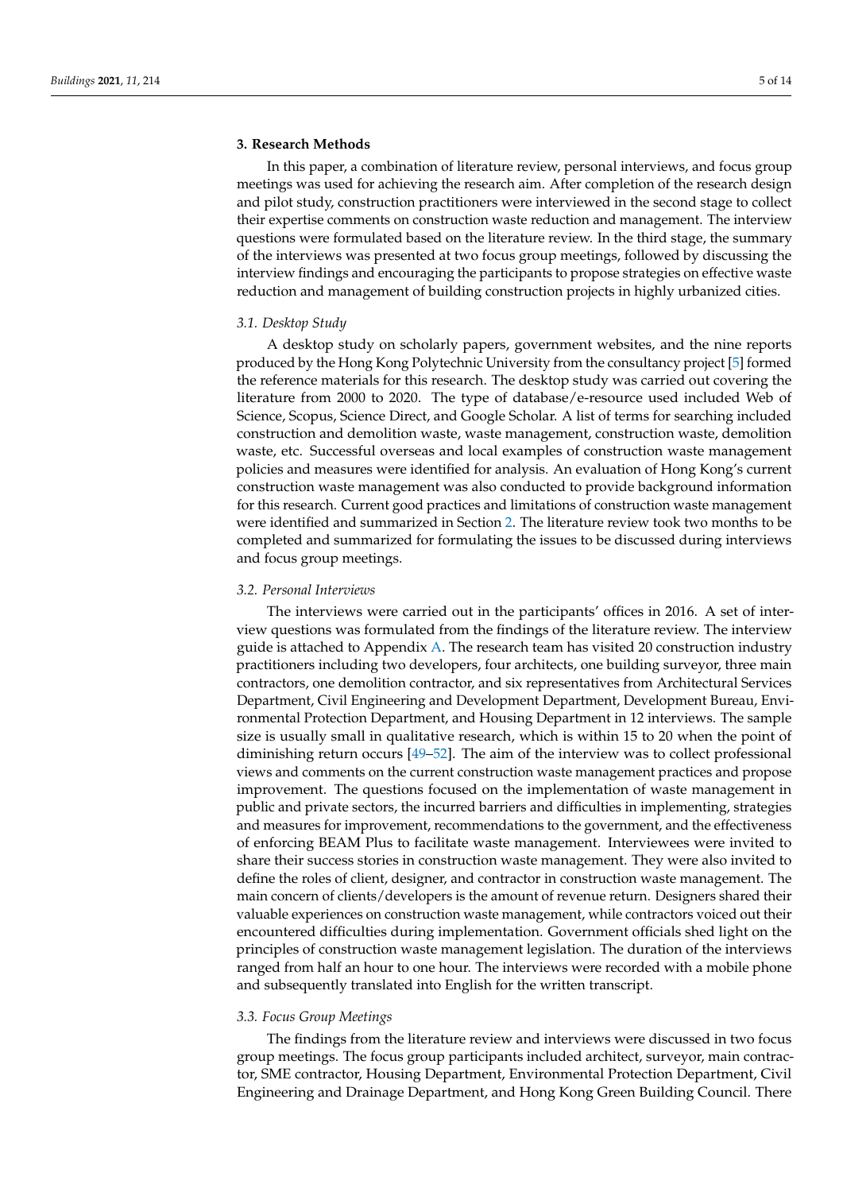## 3. Research Methods

In this paper, a combination of literature review, personal interviews, and focus group meetings was used for achieving the research aim. After completion of the research design and pilot study, construction practitioners were interviewed in the second stage to collect their expertise comments on construction waste reduction and management. The interview questions were formulated based on the literature review. In the third stage, the summary of the interviews was presented at two focus group meetings, followed by discussing the interview findings and encouraging the participants to propose strategies on effective waste reduction and management of building construction projects in highly urbanized cities.

### 3.1. Desktop Study

A desktop study on scholarly papers, government websites, and the nine reports produced by the Hong Kong Polytechnic University from the consultancy project [5] formed the reference materials for this research. The desktop study was carried out covering the literature from 2000 to 2020. The type of database/e-resource used included Web of Science, Scopus, Science Direct, and Google Scholar. A list of terms for searching included construction and demolition waste, waste management, construction waste, demolition waste, etc. Successful overseas and local examples of construction waste management policies and measures were identified for analysis. An evaluation of Hong Kong's current construction waste management was also conducted to provide background information for this research. Current good practices and limitations of construction waste management were identified and summarized in Section 2. The literature review took two months to be completed and summarized for formulating the issues to be discussed during interviews and focus group meetings.

### 3.2. Personal Interviews

The interviews were carried out in the participants' offices in 2016. A set of interview questions was formulated from the findings of the literature review. The interview guide is attached to Appendix A. The research team has visited 20 construction industry practitioners including two developers, four architects, one building surveyor, three main contractors, one demolition contractor, and six representatives from Architectural Services Department, Civil Engineering and Development Department, Development Bureau, Environmental Protection Department, and Housing Department in 12 interviews. The sample size is usually small in qualitative research, which is within 15 to 20 when the point of diminishing return occurs [49–52]. The aim of the interview was to collect professional views and comments on the current construction waste management practices and propose improvement. The questions focused on the implementation of waste management in public and private sectors, the incurred barriers and difficulties in implementing, strategies and measures for improvement, recommendations to the government, and the effectiveness of enforcing BEAM Plus to facilitate waste management. Interviewees were invited to share their success stories in construction waste management. They were also invited to define the roles of client, designer, and contractor in construction waste management. The main concern of clients/developers is the amount of revenue return. Designers shared their valuable experiences on construction waste management, while contractors voiced out their encountered difficulties during implementation. Government officials shed light on the principles of construction waste management legislation. The duration of the interviews ranged from half an hour to one hour. The interviews were recorded with a mobile phone and subsequently translated into English for the written transcript.

### 3.3. Focus Group Meetings

The findings from the literature review and interviews were discussed in two focus group meetings. The focus group participants included architect, surveyor, main contractor, SME contractor, Housing Department, Environmental Protection Department, Civil Engineering and Drainage Department, and Hong Kong Green Building Council. There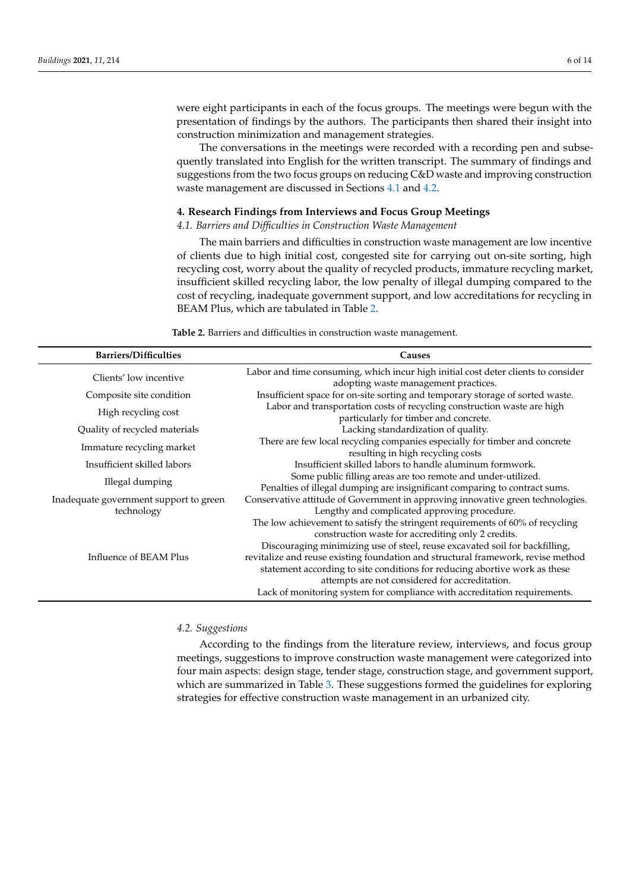were eight participants in each of the focus groups. The meetings were begun with the presentation of findings by the authors. The participants then shared their insight into construction minimization and management strategies.

The conversations in the meetings were recorded with a recording pen and subsequently translated into English for the written transcript. The summary of findings and suggestions from the two focus groups on reducing C&D waste and improving construction waste management are discussed in Sections 4.1 and 4.2.

## 4. Research Findings from Interviews and Focus Group Meetings

### *4.1. Barriers and Difficulties in Construction Waste Management*

The main barriers and difficulties in construction waste management are low incentive of clients due to high initial cost, congested site for carrying out on-site sorting, high recycling cost, worry about the quality of recycled products, immature recycling market, insufficient skilled recycling labor, the low penalty of illegal dumping compared to the cost of recycling, inadequate government support, and low accreditations for recycling in BEAM Plus, which are tabulated in Table 2.

**Table 2.** Barriers and difficulties in construction waste management.

| Barriers/Difficulties | Causes |
|---|---|
| Clients' low incentive | Labor and time consuming, which incur high initial cost deter clients to consider adopting waste management practices. |
| Composite site condition | Insufficient space for on-site sorting and temporary storage of sorted waste. |
| High recycling cost | Labor and transportation costs of recycling construction waste are high particularly for timber and concrete. |
| Quality of recycled materials | Lacking standardization of quality. |
| Immature recycling market | There are few local recycling companies especially for timber and concrete resulting in high recycling costs |
| Insufficient skilled labors | Insufficient skilled labors to handle aluminum formwork. |
| Illegal dumping | Some public filling areas are too remote and under-utilized.<br>Penalties of illegal dumping are insignificant comparing to contract sums. |
| Inadequate government support to green technology | Conservative attitude of Government in approving innovative green technologies.<br>Lengthy and complicated approving procedure. |
| Influence of BEAM Plus | The low achievement to satisfy the stringent requirements of 60% of recycling construction waste for accrediting only 2 credits.<br>Discouraging minimizing use of steel, reuse excavated soil for backfilling, revitalize and reuse existing foundation and structural framework, revise method statement according to site conditions for reducing abortive work as these attempts are not considered for accreditation.<br>Lack of monitoring system for compliance with accreditation requirements. |

### *4.2. Suggestions*

According to the findings from the literature review, interviews, and focus group meetings, suggestions to improve construction waste management were categorized into four main aspects: design stage, tender stage, construction stage, and government support, which are summarized in Table 3. These suggestions formed the guidelines for exploring strategies for effective construction waste management in an urbanized city.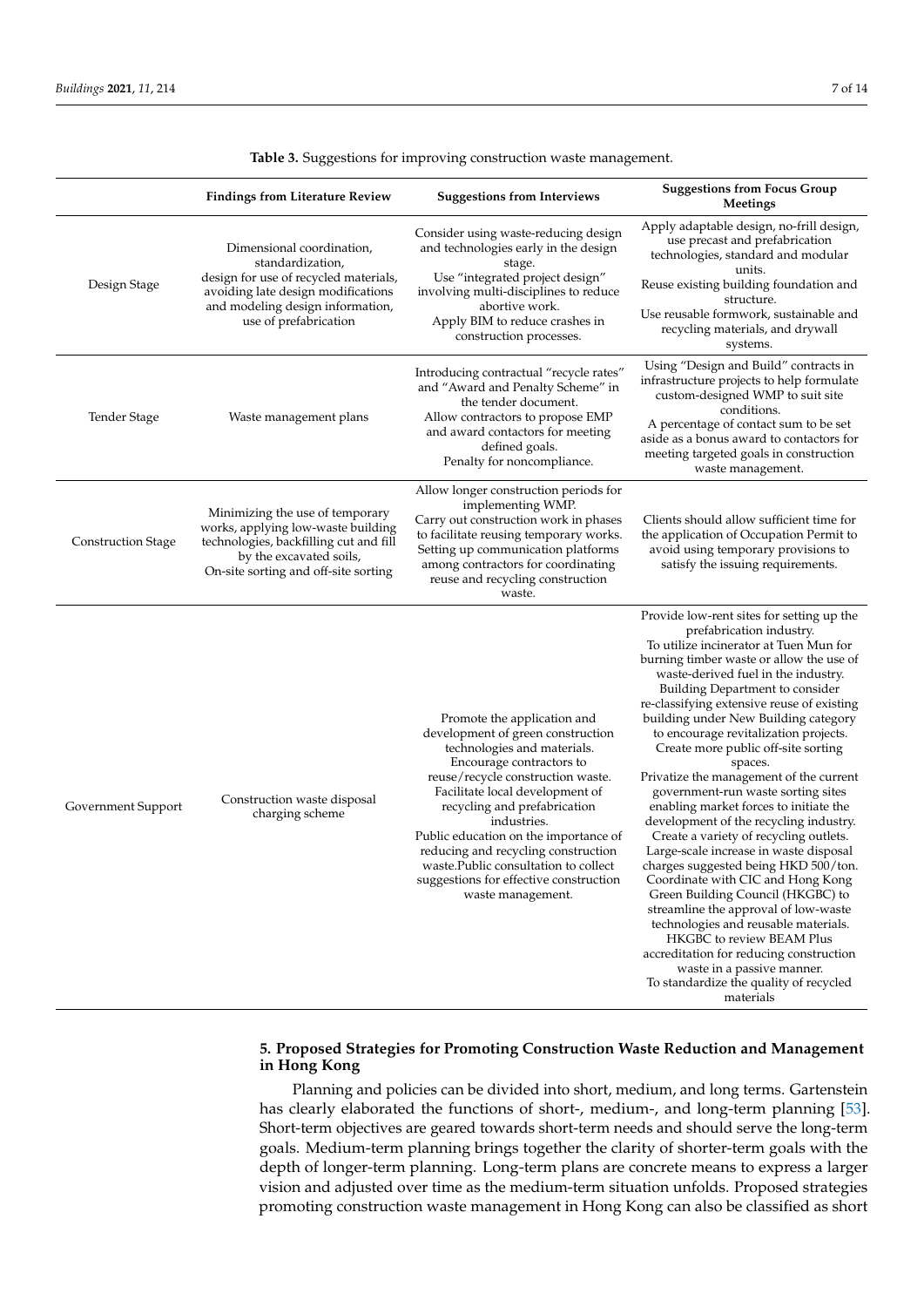**Table 3.** Suggestions for improving construction waste management.

| | Findings from Literature Review | Suggestions from Interviews | Suggestions from Focus Group Meetings |
|---|---|---|---|
| Design Stage | Dimensional coordination, standardization, design for use of recycled materials, avoiding late design modifications and modeling design information, use of prefabrication | Consider using waste-reducing design and technologies early in the design stage. Use "integrated project design" involving multi-disciplines to reduce abortive work. Apply BIM to reduce crashes in construction processes. | Apply adaptable design, no-frill design, use precast and prefabrication technologies, standard and modular units. Reuse existing building foundation and structure. Use reusable formwork, sustainable and recycling materials, and drywall systems. |
| Tender Stage | Waste management plans | Introducing contractual "recycle rates" and "Award and Penalty Scheme" in the tender document. Allow contractors to propose EMP and award contactors for meeting defined goals. Penalty for noncompliance. | Using "Design and Build" contracts in infrastructure projects to help formulate custom-designed WMP to suit site conditions. A percentage of contact sum to be set aside as a bonus award to contactors for meeting targeted goals in construction waste management. |
| Construction Stage | Minimizing the use of temporary works, applying low-waste building technologies, backfilling cut and fill by the excavated soils, On-site sorting and off-site sorting | Allow longer construction periods for implementing WMP. Carry out construction work in phases to facilitate reusing temporary works. Setting up communication platforms among contractors for coordinating reuse and recycling construction waste. | Clients should allow sufficient time for the application of Occupation Permit to avoid using temporary provisions to satisfy the issuing requirements. |
| Government Support | Construction waste disposal charging scheme | Promote the application and development of green construction technologies and materials. Encourage contractors to reuse/recycle construction waste. Facilitate local development of recycling and prefabrication industries. Public education on the importance of reducing and recycling construction waste.Public consultation to collect suggestions for effective construction waste management. | Provide low-rent sites for setting up the prefabrication industry. To utilize incinerator at Tuen Mun for burning timber waste or allow the use of waste-derived fuel in the industry. Building Department to consider re-classifying extensive reuse of existing building under New Building category to encourage revitalization projects. Create more public off-site sorting spaces. Privatize the management of the current government-run waste sorting sites enabling market forces to initiate the development of the recycling industry. Create a variety of recycling outlets. Large-scale increase in waste disposal charges suggested being HKD 500/ton. Coordinate with CIC and Hong Kong Green Building Council (HKGBC) to streamline the approval of low-waste technologies and reusable materials. HKGBC to review BEAM Plus accreditation for reducing construction waste in a passive manner. To standardize the quality of recycled materials |

## 5. Proposed Strategies for Promoting Construction Waste Reduction and Management in Hong Kong

Planning and policies can be divided into short, medium, and long terms. Gartenstein has clearly elaborated the functions of short-, medium-, and long-term planning [53]. Short-term objectives are geared towards short-term needs and should serve the long-term goals. Medium-term planning brings together the clarity of shorter-term goals with the depth of longer-term planning. Long-term plans are concrete means to express a larger vision and adjusted over time as the medium-term situation unfolds. Proposed strategies promoting construction waste management in Hong Kong can also be classified as short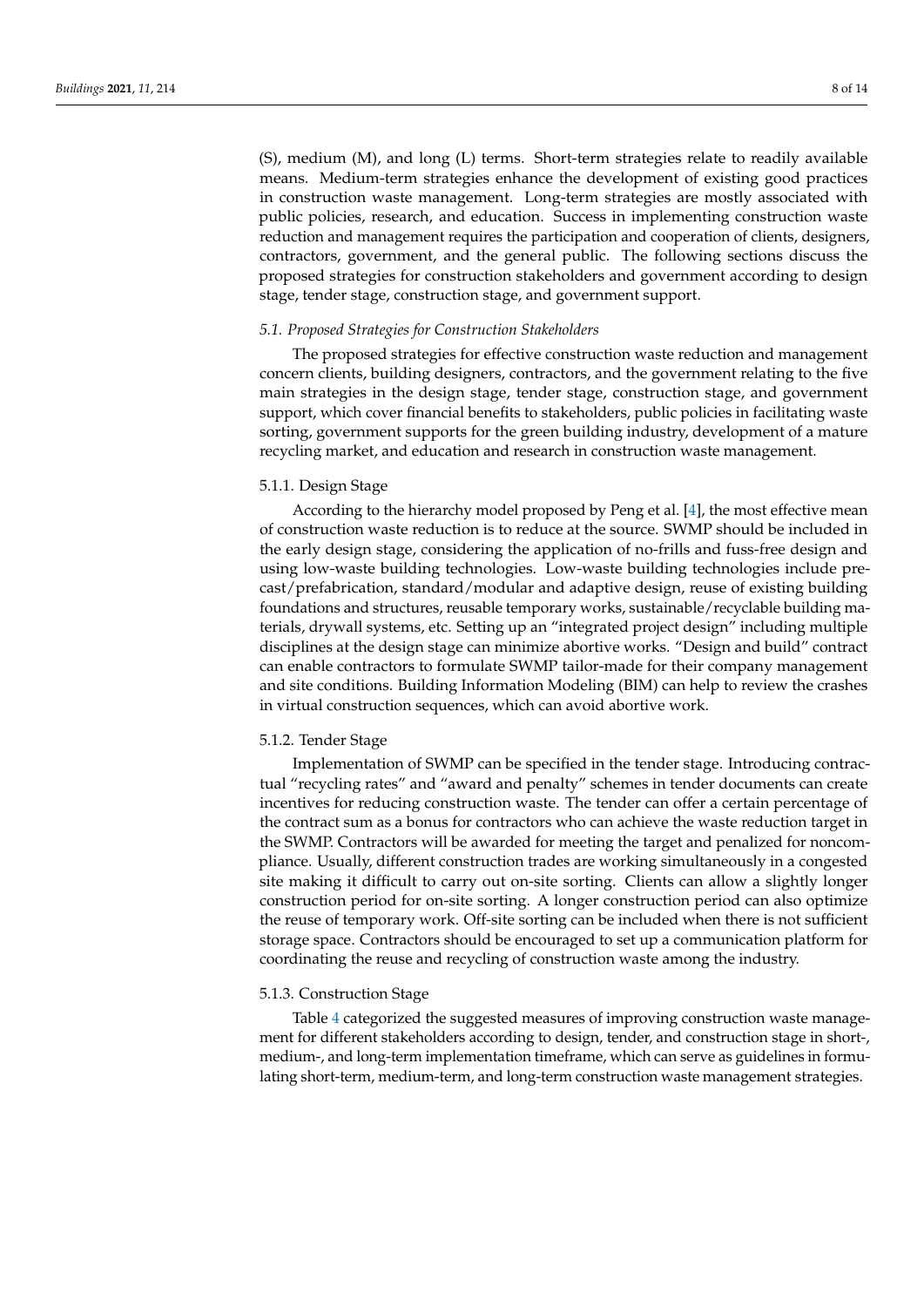(S), medium (M), and long (L) terms. Short-term strategies relate to readily available means. Medium-term strategies enhance the development of existing good practices in construction waste management. Long-term strategies are mostly associated with public policies, research, and education. Success in implementing construction waste reduction and management requires the participation and cooperation of clients, designers, contractors, government, and the general public. The following sections discuss the proposed strategies for construction stakeholders and government according to design stage, tender stage, construction stage, and government support.

### *5.1. Proposed Strategies for Construction Stakeholders*

The proposed strategies for effective construction waste reduction and management concern clients, building designers, contractors, and the government relating to the five main strategies in the design stage, tender stage, construction stage, and government support, which cover financial benefits to stakeholders, public policies in facilitating waste sorting, government supports for the green building industry, development of a mature recycling market, and education and research in construction waste management.

#### 5.1.1. Design Stage

According to the hierarchy model proposed by Peng et al. [4], the most effective mean of construction waste reduction is to reduce at the source. SWMP should be included in the early design stage, considering the application of no-frills and fuss-free design and using low-waste building technologies. Low-waste building technologies include precast/prefabrication, standard/modular and adaptive design, reuse of existing building foundations and structures, reusable temporary works, sustainable/recyclable building materials, drywall systems, etc. Setting up an "integrated project design" including multiple disciplines at the design stage can minimize abortive works. "Design and build" contract can enable contractors to formulate SWMP tailor-made for their company management and site conditions. Building Information Modeling (BIM) can help to review the crashes in virtual construction sequences, which can avoid abortive work.

#### 5.1.2. Tender Stage

Implementation of SWMP can be specified in the tender stage. Introducing contractual "recycling rates" and "award and penalty" schemes in tender documents can create incentives for reducing construction waste. The tender can offer a certain percentage of the contract sum as a bonus for contractors who can achieve the waste reduction target in the SWMP. Contractors will be awarded for meeting the target and penalized for noncompliance. Usually, different construction trades are working simultaneously in a congested site making it difficult to carry out on-site sorting. Clients can allow a slightly longer construction period for on-site sorting. A longer construction period can also optimize the reuse of temporary work. Off-site sorting can be included when there is not sufficient storage space. Contractors should be encouraged to set up a communication platform for coordinating the reuse and recycling of construction waste among the industry.

#### 5.1.3. Construction Stage

Table 4 categorized the suggested measures of improving construction waste management for different stakeholders according to design, tender, and construction stage in short-, medium-, and long-term implementation timeframe, which can serve as guidelines in formulating short-term, medium-term, and long-term construction waste management strategies.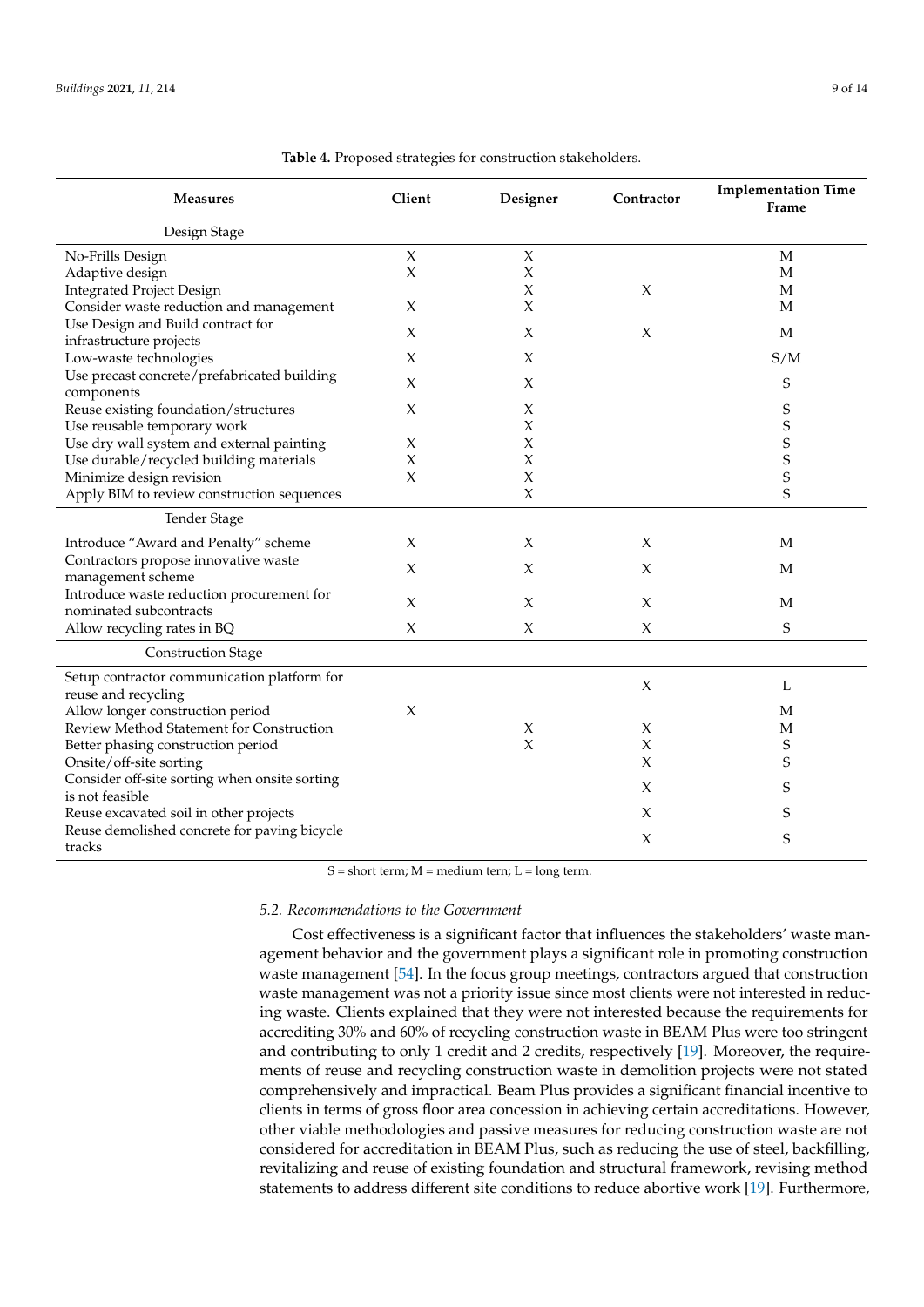**Table 4.** Proposed strategies for construction stakeholders.

| Measures | Client | Designer | Contractor | Implementation Time Frame |
|---|---|---|---|---|
| Design Stage | | | | |
| No-Frills Design | X | X | | M |
| Adaptive design | X | X | | M |
| Integrated Project Design | | X | X | M |
| Consider waste reduction and management | X | X | | M |
| Use Design and Build contract for infrastructure projects | X | X | X | M |
| Low-waste technologies | X | X | | S/M |
| Use precast concrete/prefabricated building components | X | X | | S |
| Reuse existing foundation/structures | X | X | | S |
| Use reusable temporary work | | X | | S |
| Use dry wall system and external painting | X | X | | S |
| Use durable/recycled building materials | X | X | | S |
| Minimize design revision | X | X | | S |
| Apply BIM to review construction sequences | | X | | S |
| Tender Stage | | | | |
| Introduce "Award and Penalty" scheme | X | X | X | M |
| Contractors propose innovative waste management scheme | X | X | X | M |
| Introduce waste reduction procurement for nominated subcontracts | X | X | X | M |
| Allow recycling rates in BQ | X | X | X | S |
| Construction Stage | | | | |
| Setup contractor communication platform for reuse and recycling | | | X | L |
| Allow longer construction period | X | | | M |
| Review Method Statement for Construction | | X | X | M |
| Better phasing construction period | | X | X | S |
| Onsite/off-site sorting | | | X | S |
| Consider off-site sorting when onsite sorting is not feasible | | | X | S |
| Reuse excavated soil in other projects | | | X | S |
| Reuse demolished concrete for paving bicycle tracks | | | X | S |

S = short term; M = medium tern; L = long term.

### *5.2. Recommendations to the Government*

Cost effectiveness is a significant factor that influences the stakeholders' waste management behavior and the government plays a significant role in promoting construction waste management [54]. In the focus group meetings, contractors argued that construction waste management was not a priority issue since most clients were not interested in reducing waste. Clients explained that they were not interested because the requirements for accrediting 30% and 60% of recycling construction waste in BEAM Plus were too stringent and contributing to only 1 credit and 2 credits, respectively [19]. Moreover, the requirements of reuse and recycling construction waste in demolition projects were not stated comprehensively and impractical. Beam Plus provides a significant financial incentive to clients in terms of gross floor area concession in achieving certain accreditations. However, other viable methodologies and passive measures for reducing construction waste are not considered for accreditation in BEAM Plus, such as reducing the use of steel, backfilling, revitalizing and reuse of existing foundation and structural framework, revising method statements to address different site conditions to reduce abortive work [19]. Furthermore,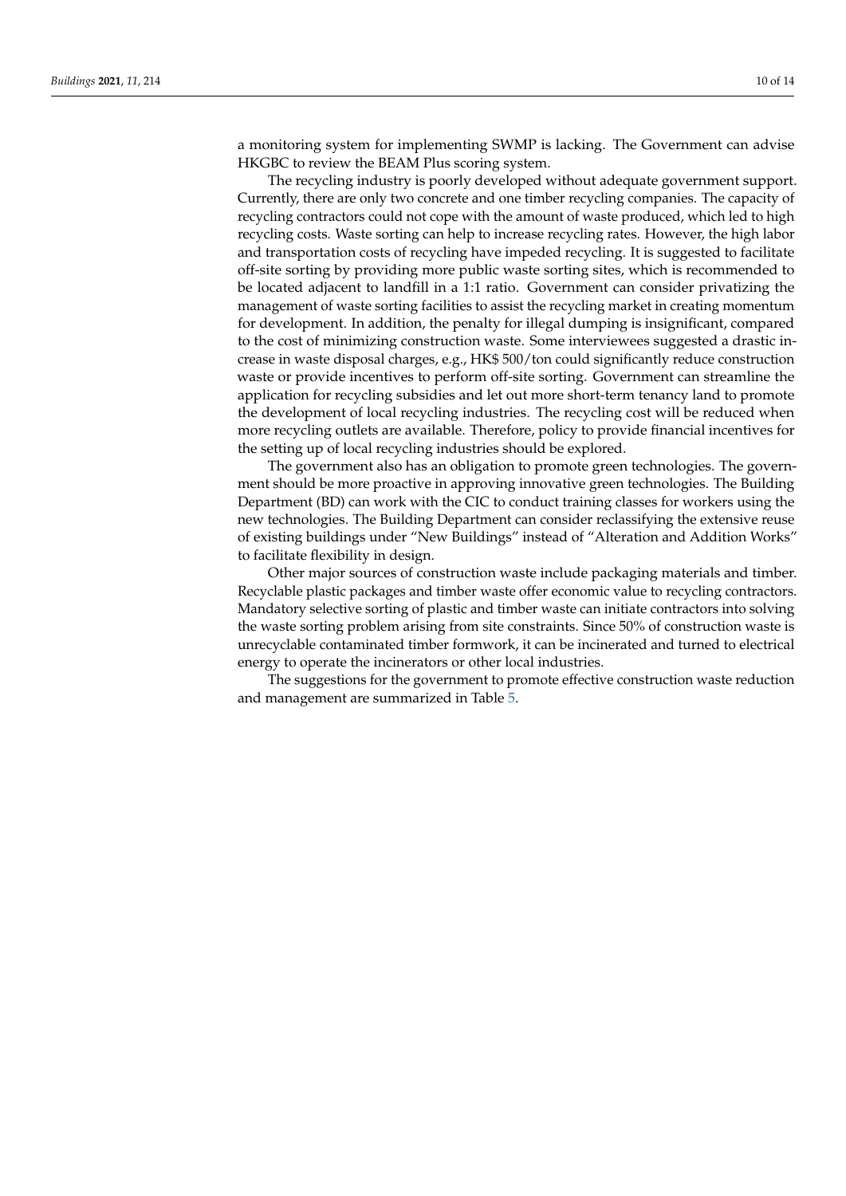a monitoring system for implementing SWMP is lacking. The Government can advise HKGBC to review the BEAM Plus scoring system.

The recycling industry is poorly developed without adequate government support. Currently, there are only two concrete and one timber recycling companies. The capacity of recycling contractors could not cope with the amount of waste produced, which led to high recycling costs. Waste sorting can help to increase recycling rates. However, the high labor and transportation costs of recycling have impeded recycling. It is suggested to facilitate off-site sorting by providing more public waste sorting sites, which is recommended to be located adjacent to landfill in a 1:1 ratio. Government can consider privatizing the management of waste sorting facilities to assist the recycling market in creating momentum for development. In addition, the penalty for illegal dumping is insignificant, compared to the cost of minimizing construction waste. Some interviewees suggested a drastic increase in waste disposal charges, e.g., HK$ 500/ton could significantly reduce construction waste or provide incentives to perform off-site sorting. Government can streamline the application for recycling subsidies and let out more short-term tenancy land to promote the development of local recycling industries. The recycling cost will be reduced when more recycling outlets are available. Therefore, policy to provide financial incentives for the setting up of local recycling industries should be explored.

The government also has an obligation to promote green technologies. The government should be more proactive in approving innovative green technologies. The Building Department (BD) can work with the CIC to conduct training classes for workers using the new technologies. The Building Department can consider reclassifying the extensive reuse of existing buildings under "New Buildings" instead of "Alteration and Addition Works" to facilitate flexibility in design.

Other major sources of construction waste include packaging materials and timber. Recyclable plastic packages and timber waste offer economic value to recycling contractors. Mandatory selective sorting of plastic and timber waste can initiate contractors into solving the waste sorting problem arising from site constraints. Since 50% of construction waste is unrecyclable contaminated timber formwork, it can be incinerated and turned to electrical energy to operate the incinerators or other local industries.

The suggestions for the government to promote effective construction waste reduction and management are summarized in Table 5.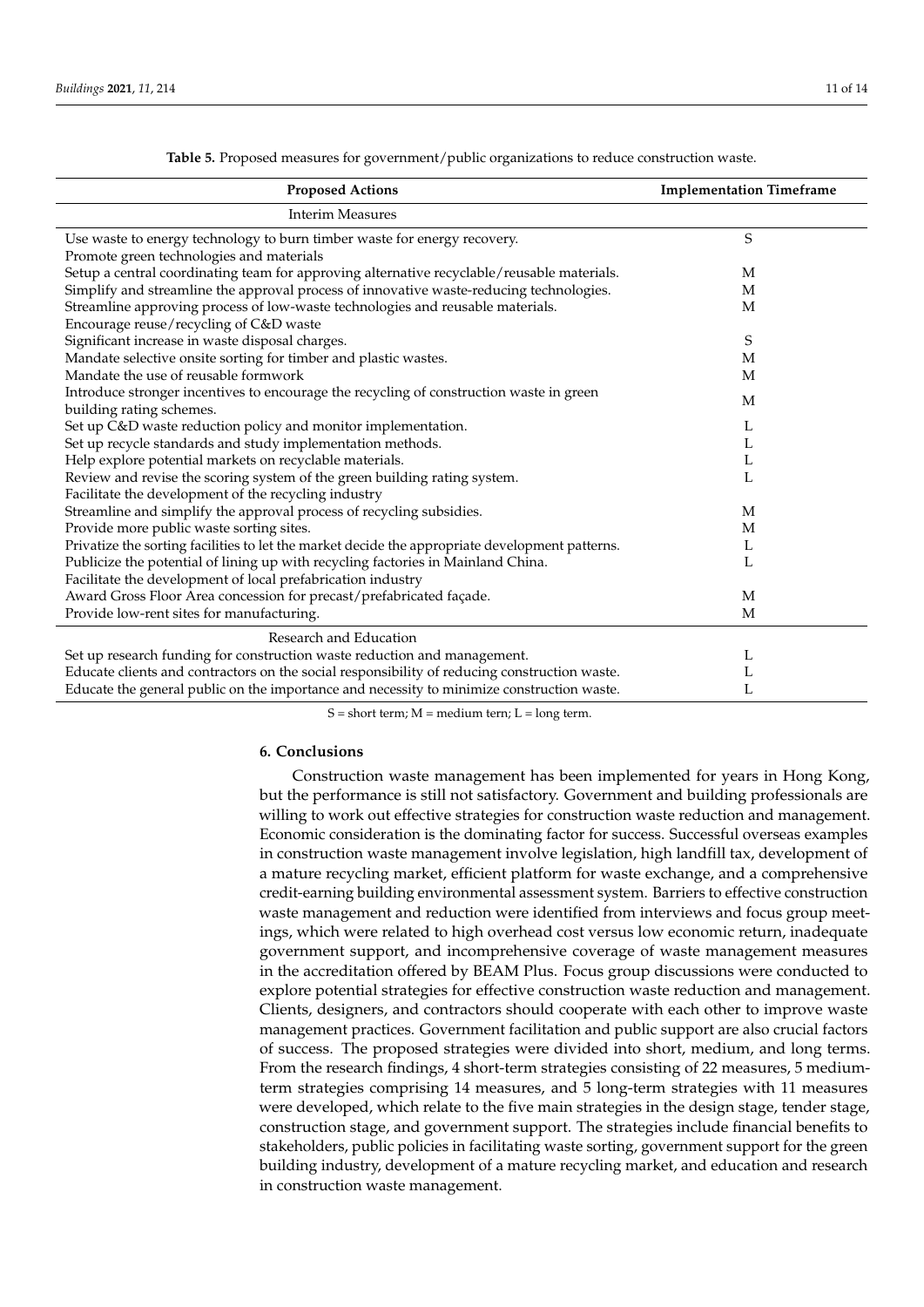**Table 5.** Proposed measures for government/public organizations to reduce construction waste.

| Proposed Actions | Implementation Timeframe |
| --- | --- |
| Interim Measures | |
| Use waste to energy technology to burn timber waste for energy recovery. | S |
| Promote green technologies and materials | |
| Setup a central coordinating team for approving alternative recyclable/reusable materials. | M |
| Simplify and streamline the approval process of innovative waste-reducing technologies. | M |
| Streamline approving process of low-waste technologies and reusable materials. | M |
| Encourage reuse/recycling of C&D waste | |
| Significant increase in waste disposal charges. | S |
| Mandate selective onsite sorting for timber and plastic wastes. | M |
| Mandate the use of reusable formwork | M |
| Introduce stronger incentives to encourage the recycling of construction waste in green building rating schemes. | M |
| Set up C&D waste reduction policy and monitor implementation. | L |
| Set up recycle standards and study implementation methods. | L |
| Help explore potential markets on recyclable materials. | L |
| Review and revise the scoring system of the green building rating system. | L |
| Facilitate the development of the recycling industry | |
| Streamline and simplify the approval process of recycling subsidies. | M |
| Provide more public waste sorting sites. | M |
| Privatize the sorting facilities to let the market decide the appropriate development patterns. | L |
| Publicize the potential of lining up with recycling factories in Mainland China. | L |
| Facilitate the development of local prefabrication industry | |
| Award Gross Floor Area concession for precast/prefabricated façade. | M |
| Provide low-rent sites for manufacturing. | M |
| Research and Education | |
| Set up research funding for construction waste reduction and management. | L |
| Educate clients and contractors on the social responsibility of reducing construction waste. | L |
| Educate the general public on the importance and necessity to minimize construction waste. | L |

S = short term; M = medium tern; L = long term.

## 6. Conclusions

Construction waste management has been implemented for years in Hong Kong, but the performance is still not satisfactory. Government and building professionals are willing to work out effective strategies for construction waste reduction and management. Economic consideration is the dominating factor for success. Successful overseas examples in construction waste management involve legislation, high landfill tax, development of a mature recycling market, efficient platform for waste exchange, and a comprehensive credit-earning building environmental assessment system. Barriers to effective construction waste management and reduction were identified from interviews and focus group meetings, which were related to high overhead cost versus low economic return, inadequate government support, and incomprehensive coverage of waste management measures in the accreditation offered by BEAM Plus. Focus group discussions were conducted to explore potential strategies for effective construction waste reduction and management. Clients, designers, and contractors should cooperate with each other to improve waste management practices. Government facilitation and public support are also crucial factors of success. The proposed strategies were divided into short, medium, and long terms. From the research findings, 4 short-term strategies consisting of 22 measures, 5 medium-term strategies comprising 14 measures, and 5 long-term strategies with 11 measures were developed, which relate to the five main strategies in the design stage, tender stage, construction stage, and government support. The strategies include financial benefits to stakeholders, public policies in facilitating waste sorting, government support for the green building industry, development of a mature recycling market, and education and research in construction waste management.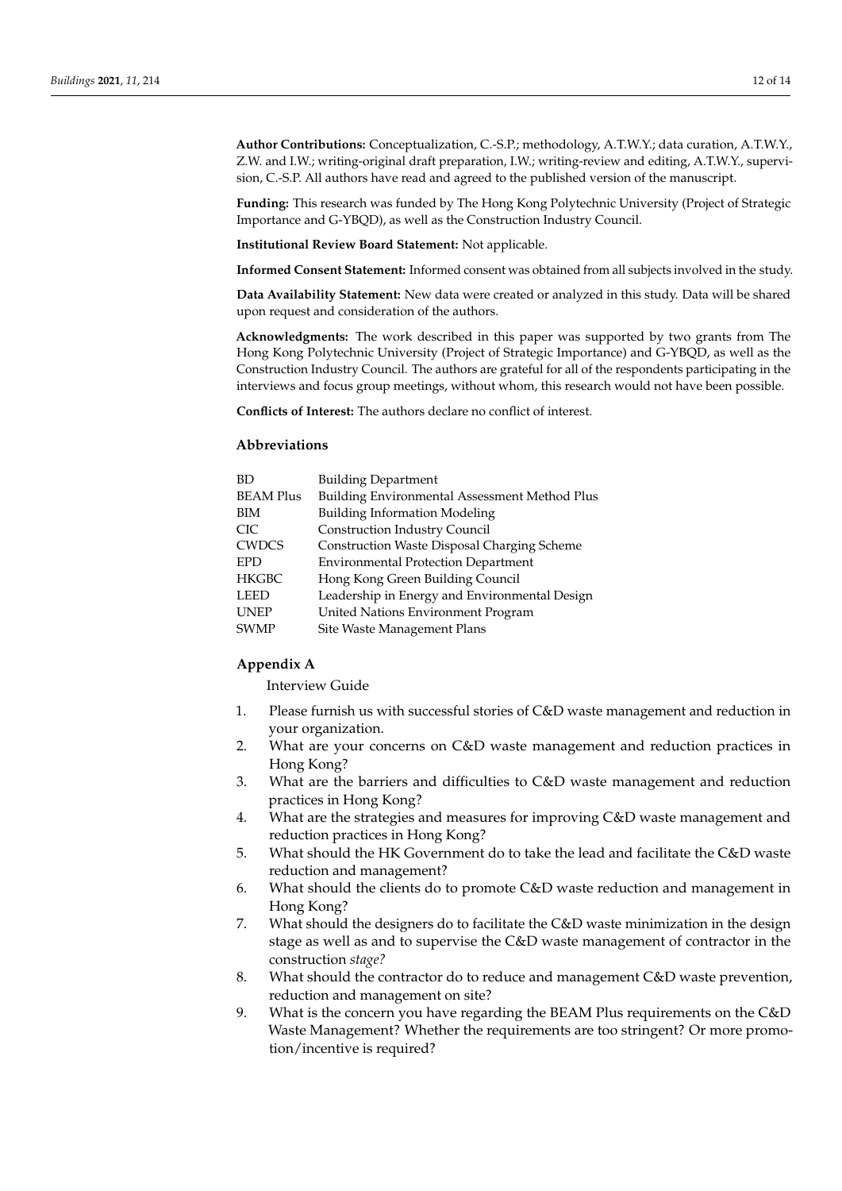**Author Contributions:** Conceptualization, C.-S.P.; methodology, A.T.W.Y.; data curation, A.T.W.Y., Z.W. and I.W.; writing-original draft preparation, I.W.; writing-review and editing, A.T.W.Y., supervision, C.-S.P. All authors have read and agreed to the published version of the manuscript.

**Funding:** This research was funded by The Hong Kong Polytechnic University (Project of Strategic Importance and G-YBQD), as well as the Construction Industry Council.

**Institutional Review Board Statement:** Not applicable.

**Informed Consent Statement:** Informed consent was obtained from all subjects involved in the study.

**Data Availability Statement:** New data were created or analyzed in this study. Data will be shared upon request and consideration of the authors.

**Acknowledgments:** The work described in this paper was supported by two grants from The Hong Kong Polytechnic University (Project of Strategic Importance) and G-YBQD, as well as the Construction Industry Council. The authors are grateful for all of the respondents participating in the interviews and focus group meetings, without whom, this research would not have been possible.

**Conflicts of Interest:** The authors declare no conflict of interest.

## Abbreviations

| | |
|---|---|
| BD | Building Department |
| BEAM Plus | Building Environmental Assessment Method Plus |
| BIM | Building Information Modeling |
| CIC | Construction Industry Council |
| CWDCS | Construction Waste Disposal Charging Scheme |
| EPD | Environmental Protection Department |
| HKGBC | Hong Kong Green Building Council |
| LEED | Leadership in Energy and Environmental Design |
| UNEP | United Nations Environment Program |
| SWMP | Site Waste Management Plans |

## Appendix A

Interview Guide

1. Please furnish us with successful stories of C&D waste management and reduction in your organization.
2. What are your concerns on C&D waste management and reduction practices in Hong Kong?
3. What are the barriers and difficulties to C&D waste management and reduction practices in Hong Kong?
4. What are the strategies and measures for improving C&D waste management and reduction practices in Hong Kong?
5. What should the HK Government do to take the lead and facilitate the C&D waste reduction and management?
6. What should the clients do to promote C&D waste reduction and management in Hong Kong?
7. What should the designers do to facilitate the C&D waste minimization in the design stage as well as and to supervise the C&D waste management of contractor in the construction *stage?*
8. What should the contractor do to reduce and management C&D waste prevention, reduction and management on site?
9. What is the concern you have regarding the BEAM Plus requirements on the C&D Waste Management? Whether the requirements are too stringent? Or more promotion/incentive is required?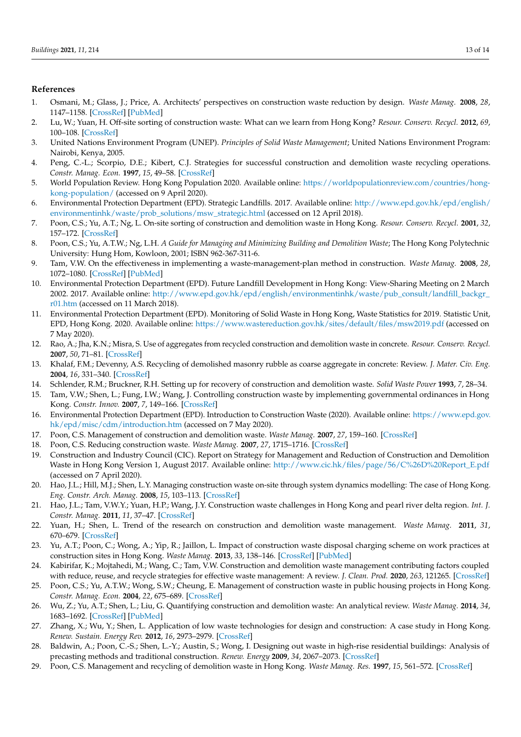## References

1. Osmani, M.; Glass, J.; Price, A. Architects' perspectives on construction waste reduction by design. *Waste Manag.* **2008**, *28*, 1147–1158. [CrossRef] [PubMed]
2. Lu, W.; Yuan, H. Off-site sorting of construction waste: What can we learn from Hong Kong? *Resour. Conserv. Recycl.* **2012**, *69*, 100–108. [CrossRef]
3. United Nations Environment Program (UNEP). *Principles of Solid Waste Management*; United Nations Environment Program: Nairobi, Kenya, 2005.
4. Peng, C.-L.; Scorpio, D.E.; Kibert, C.J. Strategies for successful construction and demolition waste recycling operations. *Constr. Manag. Econ.* **1997**, *15*, 49–58. [CrossRef]
5. World Population Review. Hong Kong Population 2020. Available online: https://worldpopulationreview.com/countries/hong-kong-population/ (accessed on 9 April 2020).
6. Environmental Protection Department (EPD). Strategic Landfills. 2017. Available online: http://www.epd.gov.hk/epd/english/environmentinhk/waste/prob_solutions/msw_strategic.html (accessed on 12 April 2018).
7. Poon, C.S.; Yu, A.T.; Ng, L. On-site sorting of construction and demolition waste in Hong Kong. *Resour. Conserv. Recycl.* **2001**, *32*, 157–172. [CrossRef]
8. Poon, C.S.; Yu, A.T.W.; Ng, L.H. *A Guide for Managing and Minimizing Building and Demolition Waste*; The Hong Kong Polytechnic University: Hung Hom, Kowloon, 2001; ISBN 962-367-311-6.
9. Tam, V.W. On the effectiveness in implementing a waste-management-plan method in construction. *Waste Manag.* **2008**, *28*, 1072–1080. [CrossRef] [PubMed]
10. Environmental Protection Department (EPD). Future Landfill Development in Hong Kong: View-Sharing Meeting on 2 March 2002. 2017. Available online: http://www.epd.gov.hk/epd/english/environmentinhk/waste/pub_consult/landfill_backgr_r01.htm (accessed on 11 March 2018).
11. Environmental Protection Department (EPD). Monitoring of Solid Waste in Hong Kong, Waste Statistics for 2019. Statistic Unit, EPD, Hong Kong. 2020. Available online: https://www.wastereduction.gov.hk/sites/default/files/msw2019.pdf (accessed on 7 May 2020).
12. Rao, A.; Jha, K.N.; Misra, S. Use of aggregates from recycled construction and demolition waste in concrete. *Resour. Conserv. Recycl.* **2007**, *50*, 71–81. [CrossRef]
13. Khalaf, F.M.; Devenny, A.S. Recycling of demolished masonry rubble as coarse aggregate in concrete: Review. *J. Mater. Civ. Eng.* **2004**, *16*, 331–340. [CrossRef]
14. Schlender, R.M.; Bruckner, R.H. Setting up for recovery of construction and demolition waste. *Solid Waste Power* **1993**, *7*, 28–34.
15. Tam, V.W.; Shen, L.; Fung, I.W.; Wang, J. Controlling construction waste by implementing governmental ordinances in Hong Kong. *Constr. Innov.* **2007**, *7*, 149–166. [CrossRef]
16. Environmental Protection Department (EPD). Introduction to Construction Waste (2020). Available online: https://www.epd.gov.hk/epd/misc/cdm/introduction.htm (accessed on 7 May 2020).
17. Poon, C.S. Management of construction and demolition waste. *Waste Manag.* **2007**, *27*, 159–160. [CrossRef]
18. Poon, C.S. Reducing construction waste. *Waste Manag.* **2007**, *27*, 1715–1716. [CrossRef]
19. Construction and Industry Council (CIC). Report on Strategy for Management and Reduction of Construction and Demolition Waste in Hong Kong Version 1, August 2017. Available online: http://www.cic.hk/files/page/56/C%26D%20Report_E.pdf (accessed on 7 April 2020).
20. Hao, J.L.; Hill, M.J.; Shen, L.Y. Managing construction waste on-site through system dynamics modelling: The case of Hong Kong. *Eng. Constr. Arch. Manag.* **2008**, *15*, 103–113. [CrossRef]
21. Hao, J.L.; Tam, V.W.Y.; Yuan, H.P.; Wang, J.Y. Construction waste challenges in Hong Kong and pearl river delta region. *Int. J. Constr. Manag.* **2011**, *11*, 37–47. [CrossRef]
22. Yuan, H.; Shen, L. Trend of the research on construction and demolition waste management. *Waste Manag.* **2011**, *31*, 670–679. [CrossRef]
23. Yu, A.T.; Poon, C.; Wong, A.; Yip, R.; Jaillon, L. Impact of construction waste disposal charging scheme on work practices at construction sites in Hong Kong. *Waste Manag.* **2013**, *33*, 138–146. [CrossRef] [PubMed]
24. Kabirifar, K.; Mojtahedi, M.; Wang, C.; Tam, V.W. Construction and demolition waste management contributing factors coupled with reduce, reuse, and recycle strategies for effective waste management: A review. *J. Clean. Prod.* **2020**, *263*, 121265. [CrossRef]
25. Poon, C.S.; Yu, A.T.W.; Wong, S.W.; Cheung, E. Management of construction waste in public housing projects in Hong Kong. *Constr. Manag. Econ.* **2004**, *22*, 675–689. [CrossRef]
26. Wu, Z.; Yu, A.T.; Shen, L.; Liu, G. Quantifying construction and demolition waste: An analytical review. *Waste Manag.* **2014**, *34*, 1683–1692. [CrossRef] [PubMed]
27. Zhang, X.; Wu, Y.; Shen, L. Application of low waste technologies for design and construction: A case study in Hong Kong. *Renew. Sustain. Energy Rev.* **2012**, *16*, 2973–2979. [CrossRef]
28. Baldwin, A.; Poon, C.-S.; Shen, L.-Y.; Austin, S.; Wong, I. Designing out waste in high-rise residential buildings: Analysis of precasting methods and traditional construction. *Renew. Energy* **2009**, *34*, 2067–2073. [CrossRef]
29. Poon, C.S. Management and recycling of demolition waste in Hong Kong. *Waste Manag. Res.* **1997**, *15*, 561–572. [CrossRef]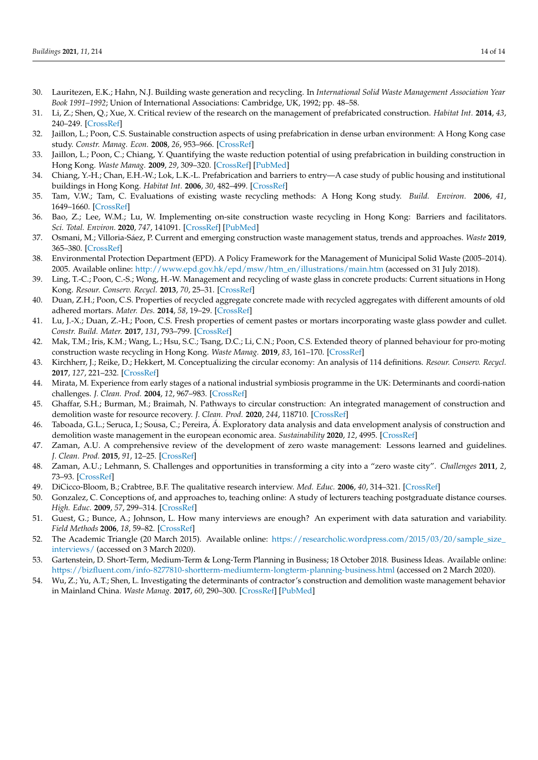30. Lauritezen, E.K.; Hahn, N.J. Building waste generation and recycling. In *International Solid Waste Management Association Year Book 1991–1992*; Union of International Associations: Cambridge, UK, 1992; pp. 48–58.
31. Li, Z.; Shen, Q.; Xue, X. Critical review of the research on the management of prefabricated construction. *Habitat Int.* **2014**, *43*, 240–249. [CrossRef]
32. Jaillon, L.; Poon, C.S. Sustainable construction aspects of using prefabrication in dense urban environment: A Hong Kong case study. *Constr. Manag. Econ.* **2008**, *26*, 953–966. [CrossRef]
33. Jaillon, L.; Poon, C.; Chiang, Y. Quantifying the waste reduction potential of using prefabrication in building construction in Hong Kong. *Waste Manag.* **2009**, *29*, 309–320. [CrossRef] [PubMed]
34. Chiang, Y.-H.; Chan, E.H.-W.; Lok, L.K.-L. Prefabrication and barriers to entry—A case study of public housing and institutional buildings in Hong Kong. *Habitat Int.* **2006**, *30*, 482–499. [CrossRef]
35. Tam, V.W.; Tam, C. Evaluations of existing waste recycling methods: A Hong Kong study. *Build. Environ.* **2006**, *41*, 1649–1660. [CrossRef]
36. Bao, Z.; Lee, W.M.; Lu, W. Implementing on-site construction waste recycling in Hong Kong: Barriers and facilitators. *Sci. Total. Environ.* **2020**, *747*, 141091. [CrossRef] [PubMed]
37. Osmani, M.; Villoria-Sáez, P. Current and emerging construction waste management status, trends and approaches. *Waste* **2019**, 365–380. [CrossRef]
38. Environmental Protection Department (EPD). A Policy Framework for the Management of Municipal Solid Waste (2005–2014). 2005. Available online: http://www.epd.gov.hk/epd/msw/htm_en/illustrations/main.htm (accessed on 31 July 2018).
39. Ling, T.-C.; Poon, C.-S.; Wong, H.-W. Management and recycling of waste glass in concrete products: Current situations in Hong Kong. *Resour. Conserv. Recycl.* **2013**, *70*, 25–31. [CrossRef]
40. Duan, Z.H.; Poon, C.S. Properties of recycled aggregate concrete made with recycled aggregates with different amounts of old adhered mortars. *Mater. Des.* **2014**, *58*, 19–29. [CrossRef]
41. Lu, J.-X.; Duan, Z.-H.; Poon, C.S. Fresh properties of cement pastes or mortars incorporating waste glass powder and cullet. *Constr. Build. Mater.* **2017**, *131*, 793–799. [CrossRef]
42. Mak, T.M.; Iris, K.M.; Wang, L.; Hsu, S.C.; Tsang, D.C.; Li, C.N.; Poon, C.S. Extended theory of planned behaviour for pro-moting construction waste recycling in Hong Kong. *Waste Manag.* **2019**, *83*, 161–170. [CrossRef]
43. Kirchherr, J.; Reike, D.; Hekkert, M. Conceptualizing the circular economy: An analysis of 114 definitions. *Resour. Conserv. Recycl.* **2017**, *127*, 221–232. [CrossRef]
44. Mirata, M. Experience from early stages of a national industrial symbiosis programme in the UK: Determinants and coordi-nation challenges. *J. Clean. Prod.* **2004**, *12*, 967–983. [CrossRef]
45. Ghaffar, S.H.; Burman, M.; Braimah, N. Pathways to circular construction: An integrated management of construction and demolition waste for resource recovery. *J. Clean. Prod.* **2020**, *244*, 118710. [CrossRef]
46. Taboada, G.L.; Seruca, I.; Sousa, C.; Pereira, Á. Exploratory data analysis and data envelopment analysis of construction and demolition waste management in the european economic area. *Sustainability* **2020**, *12*, 4995. [CrossRef]
47. Zaman, A.U. A comprehensive review of the development of zero waste management: Lessons learned and guidelines. *J. Clean. Prod.* **2015**, *91*, 12–25. [CrossRef]
48. Zaman, A.U.; Lehmann, S. Challenges and opportunities in transforming a city into a "zero waste city". *Challenges* **2011**, *2*, 73–93. [CrossRef]
49. DiCicco-Bloom, B.; Crabtree, B.F. The qualitative research interview. *Med. Educ.* **2006**, *40*, 314–321. [CrossRef]
50. Gonzalez, C. Conceptions of, and approaches to, teaching online: A study of lecturers teaching postgraduate distance courses. *High. Educ.* **2009**, *57*, 299–314. [CrossRef]
51. Guest, G.; Bunce, A.; Johnson, L. How many interviews are enough? An experiment with data saturation and variability. *Field Methods* **2006**, *18*, 59–82. [CrossRef]
52. The Academic Triangle (20 March 2015). Available online: https://researcholic.wordpress.com/2015/03/20/sample_size_interviews/ (accessed on 3 March 2020).
53. Gartenstein, D. Short-Term, Medium-Term & Long-Term Planning in Business; 18 October 2018. Business Ideas. Available online: https://bizfluent.com/info-8277810-shortterm-mediumterm-longterm-planning-business.html (accessed on 2 March 2020).
54. Wu, Z.; Yu, A.T.; Shen, L. Investigating the determinants of contractor's construction and demolition waste management behavior in Mainland China. *Waste Manag.* **2017**, *60*, 290–300. [CrossRef] [PubMed]